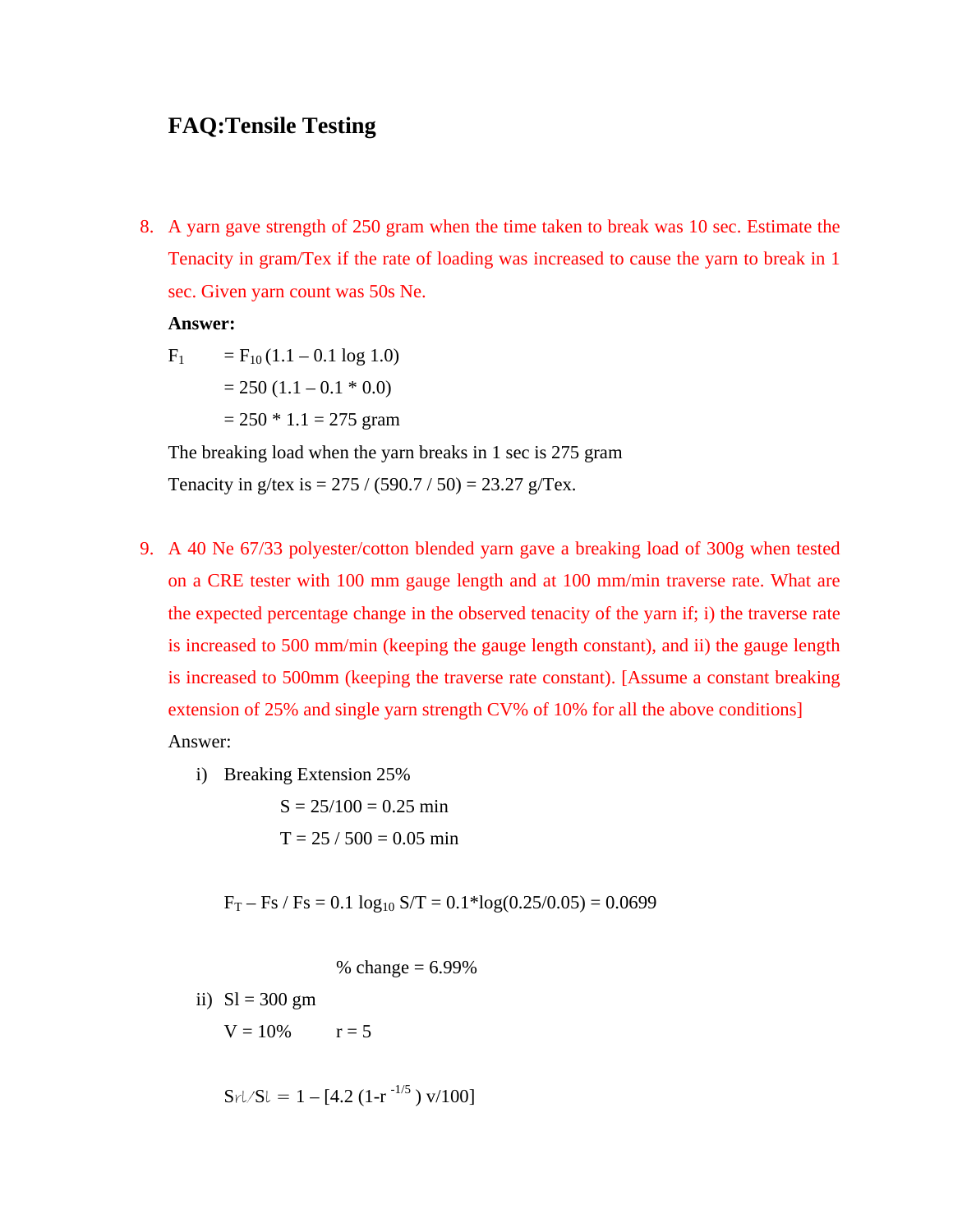# FAQ:Tensile Testing

8. A yarn gave strength of 250 gram when the time taken to break was 10 sec. Estimate the Tenacity in gram/Tex if the rate of loading was increased to cause the yarn to break in 1 sec. Given yarn count was 50s Ne.

   **Answer:**

   $F_1 = F_{10} (1.1 – 0.1 \log 1.0)$

   $= 250 (1.1 – 0.1 * 0.0)$

   $= 250 * 1.1 = 275$ gram

   The breaking load when the yarn breaks in 1 sec is 275 gram

   Tenacity in g/tex is = 275 / (590.7 / 50) = 23.27 g/Tex.

9. A 40 Ne 67/33 polyester/cotton blended yarn gave a breaking load of 300g when tested on a CRE tester with 100 mm gauge length and at 100 mm/min traverse rate. What are the expected percentage change in the observed tenacity of the yarn if; i) the traverse rate is increased to 500 mm/min (keeping the gauge length constant), and ii) the gauge length is increased to 500mm (keeping the traverse rate constant). [Assume a constant breaking extension of 25% and single yarn strength CV% of 10% for all the above conditions]

   Answer:

   i) Breaking Extension 25%

      $S = 25/100 = 0.25$ min

      $T = 25 / 500 = 0.05$ min

      $F_T – F_s / F_s = 0.1 \log_{10} S/T = 0.1*\log(0.25/0.05) = 0.0699$

      % change = 6.99%

   ii) $S_l = 300$ gm

      $V = 10\%$    $r = 5$

      $S_{rl}/S_l = 1 – [4.2 (1-r^{-1/5}) v/100]$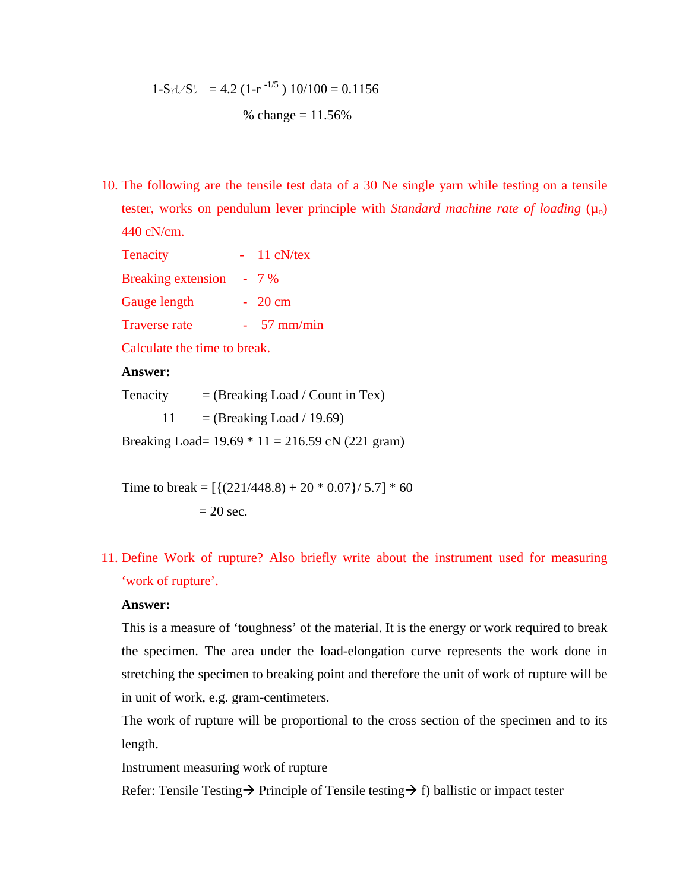$1\text{-}S_{r\ell}/S_{\ell} = 4.2\,(1\text{-}r^{-1/5})\,10/100 = 0.1156$

% change = 11.56%

10. The following are the tensile test data of a 30 Ne single yarn while testing on a tensile tester, works on pendulum lever principle with *Standard machine rate of loading* ($\mu_o$) 440 cN/cm.

    Tenacity - 11 cN/tex

    Breaking extension - 7 %

    Gauge length - 20 cm

    Traverse rate - 57 mm/min

    Calculate the time to break.

    **Answer:**

    Tenacity = (Breaking Load / Count in Tex)

    11 = (Breaking Load / 19.69)

    Breaking Load= 19.69 * 11 = 216.59 cN (221 gram)

    Time to break = [{(221/448.8) + 20 * 0.07}/ 5.7] * 60

    = 20 sec.

11. Define Work of rupture? Also briefly write about the instrument used for measuring 'work of rupture'.

    **Answer:**

    This is a measure of 'toughness' of the material. It is the energy or work required to break the specimen. The area under the load-elongation curve represents the work done in stretching the specimen to breaking point and therefore the unit of work of rupture will be in unit of work, e.g. gram-centimeters.

    The work of rupture will be proportional to the cross section of the specimen and to its length.

    Instrument measuring work of rupture

    Refer: Tensile Testing→ Principle of Tensile testing→ f) ballistic or impact tester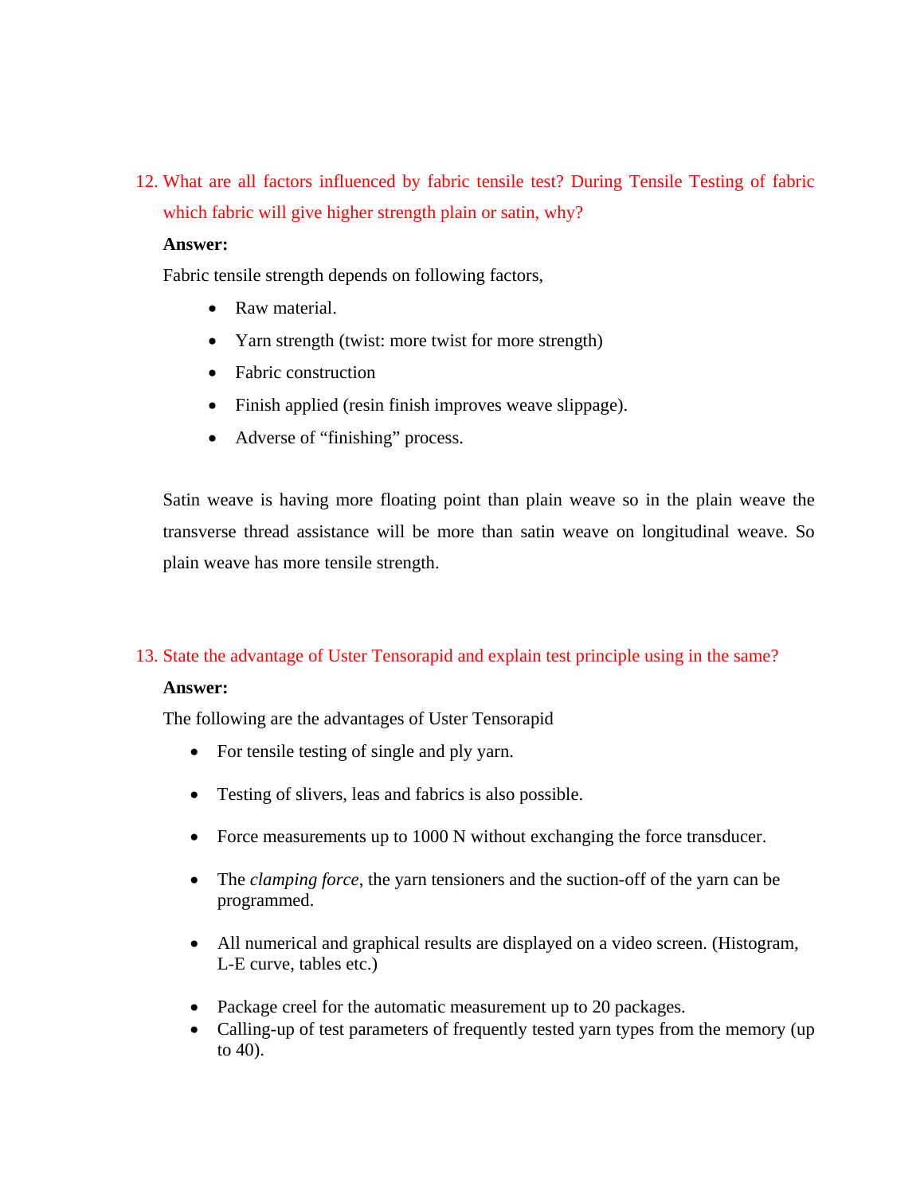12. What are all factors influenced by fabric tensile test? During Tensile Testing of fabric which fabric will give higher strength plain or satin, why?

**Answer:**

Fabric tensile strength depends on following factors,

- Raw material.
- Yarn strength (twist: more twist for more strength)
- Fabric construction
- Finish applied (resin finish improves weave slippage).
- Adverse of "finishing" process.

Satin weave is having more floating point than plain weave so in the plain weave the transverse thread assistance will be more than satin weave on longitudinal weave. So plain weave has more tensile strength.

13. State the advantage of Uster Tensorapid and explain test principle using in the same?

**Answer:**

The following are the advantages of Uster Tensorapid

- For tensile testing of single and ply yarn.
- Testing of slivers, leas and fabrics is also possible.
- Force measurements up to 1000 N without exchanging the force transducer.
- The *clamping force*, the yarn tensioners and the suction-off of the yarn can be programmed.
- All numerical and graphical results are displayed on a video screen. (Histogram, L-E curve, tables etc.)
- Package creel for the automatic measurement up to 20 packages.
- Calling-up of test parameters of frequently tested yarn types from the memory (up to 40).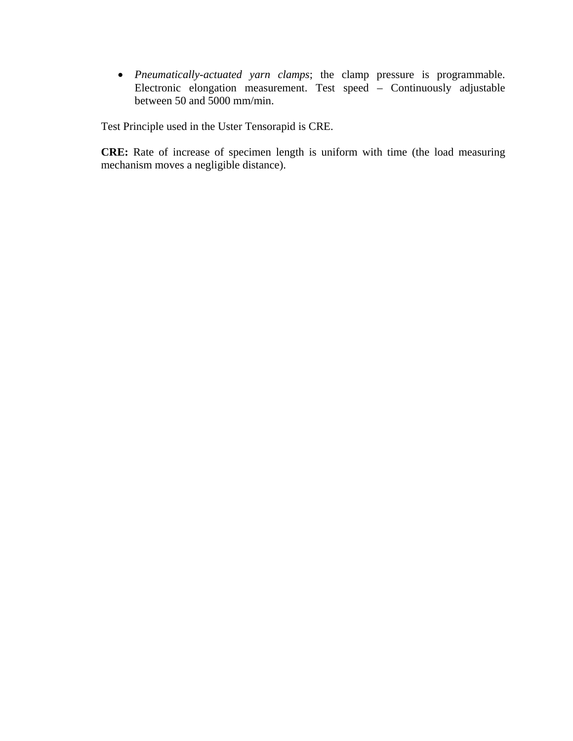- *Pneumatically-actuated yarn clamps*; the clamp pressure is programmable. Electronic elongation measurement. Test speed – Continuously adjustable between 50 and 5000 mm/min.

Test Principle used in the Uster Tensorapid is CRE.

**CRE:** Rate of increase of specimen length is uniform with time (the load measuring mechanism moves a negligible distance).